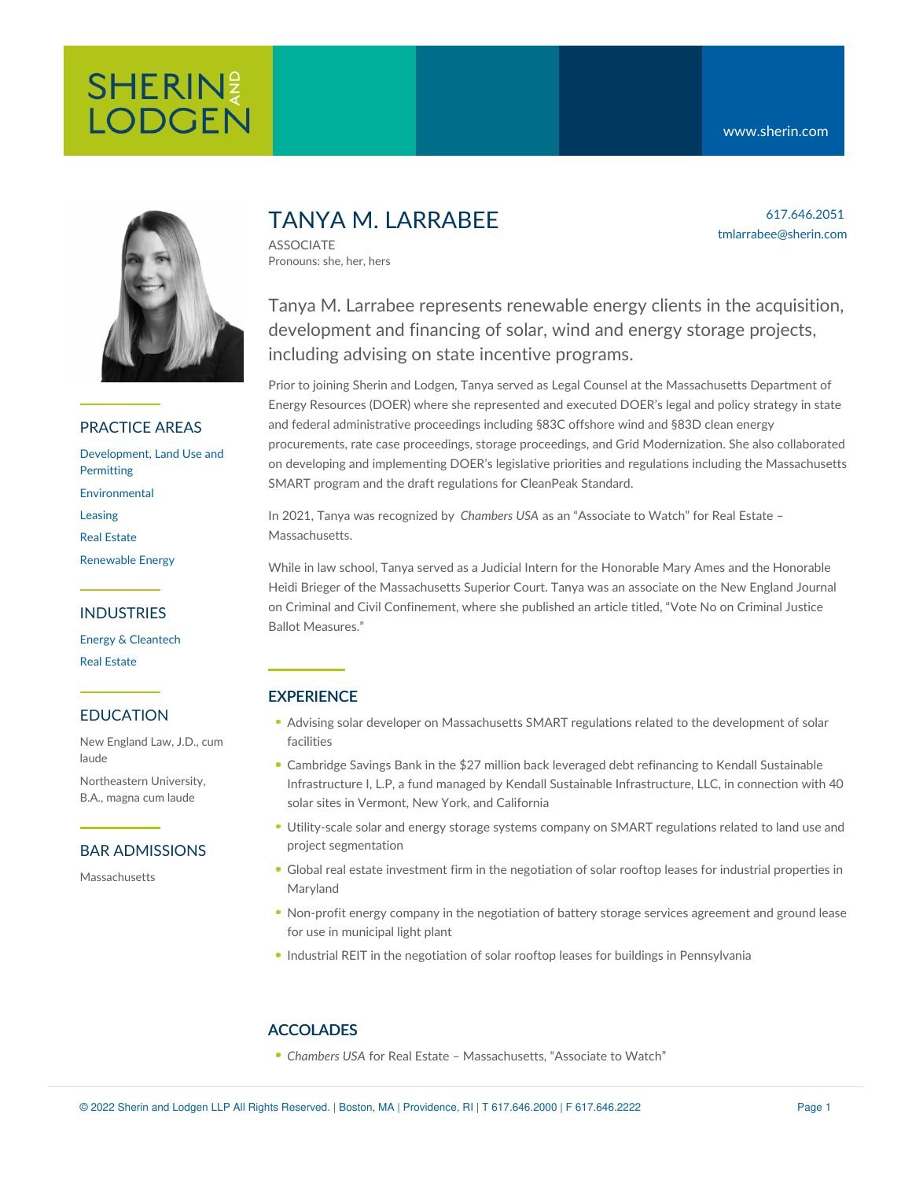# TANYA M. LARRABEE

ASSOCIATE
Pronouns: she, her, hers

617.646.2051
tmlarrabee@sherin.com

Tanya M. Larrabee represents renewable energy clients in the acquisition, development and financing of solar, wind and energy storage projects, including advising on state incentive programs.

Prior to joining Sherin and Lodgen, Tanya served as Legal Counsel at the Massachusetts Department of Energy Resources (DOER) where she represented and executed DOER's legal and policy strategy in state and federal administrative proceedings including §83C offshore wind and §83D clean energy procurements, rate case proceedings, storage proceedings, and Grid Modernization. She also collaborated on developing and implementing DOER's legislative priorities and regulations including the Massachusetts SMART program and the draft regulations for CleanPeak Standard.

In 2021, Tanya was recognized by *Chambers USA* as an "Associate to Watch" for Real Estate – Massachusetts.

While in law school, Tanya served as a Judicial Intern for the Honorable Mary Ames and the Honorable Heidi Brieger of the Massachusetts Superior Court. Tanya was an associate on the New England Journal on Criminal and Civil Confinement, where she published an article titled, "Vote No on Criminal Justice Ballot Measures."

## PRACTICE AREAS

- Development, Land Use and Permitting
- Environmental
- Leasing
- Real Estate
- Renewable Energy

## INDUSTRIES

- Energy & Cleantech
- Real Estate

## EDUCATION

New England Law, J.D., cum laude

Northeastern University, B.A., magna cum laude

## BAR ADMISSIONS

Massachusetts

## EXPERIENCE

- Advising solar developer on Massachusetts SMART regulations related to the development of solar facilities
- Cambridge Savings Bank in the $27 million back leveraged debt refinancing to Kendall Sustainable Infrastructure I, L.P, a fund managed by Kendall Sustainable Infrastructure, LLC, in connection with 40 solar sites in Vermont, New York, and California
- Utility-scale solar and energy storage systems company on SMART regulations related to land use and project segmentation
- Global real estate investment firm in the negotiation of solar rooftop leases for industrial properties in Maryland
- Non-profit energy company in the negotiation of battery storage services agreement and ground lease for use in municipal light plant
- Industrial REIT in the negotiation of solar rooftop leases for buildings in Pennsylvania

## ACCOLADES

- *Chambers USA* for Real Estate – Massachusetts, "Associate to Watch"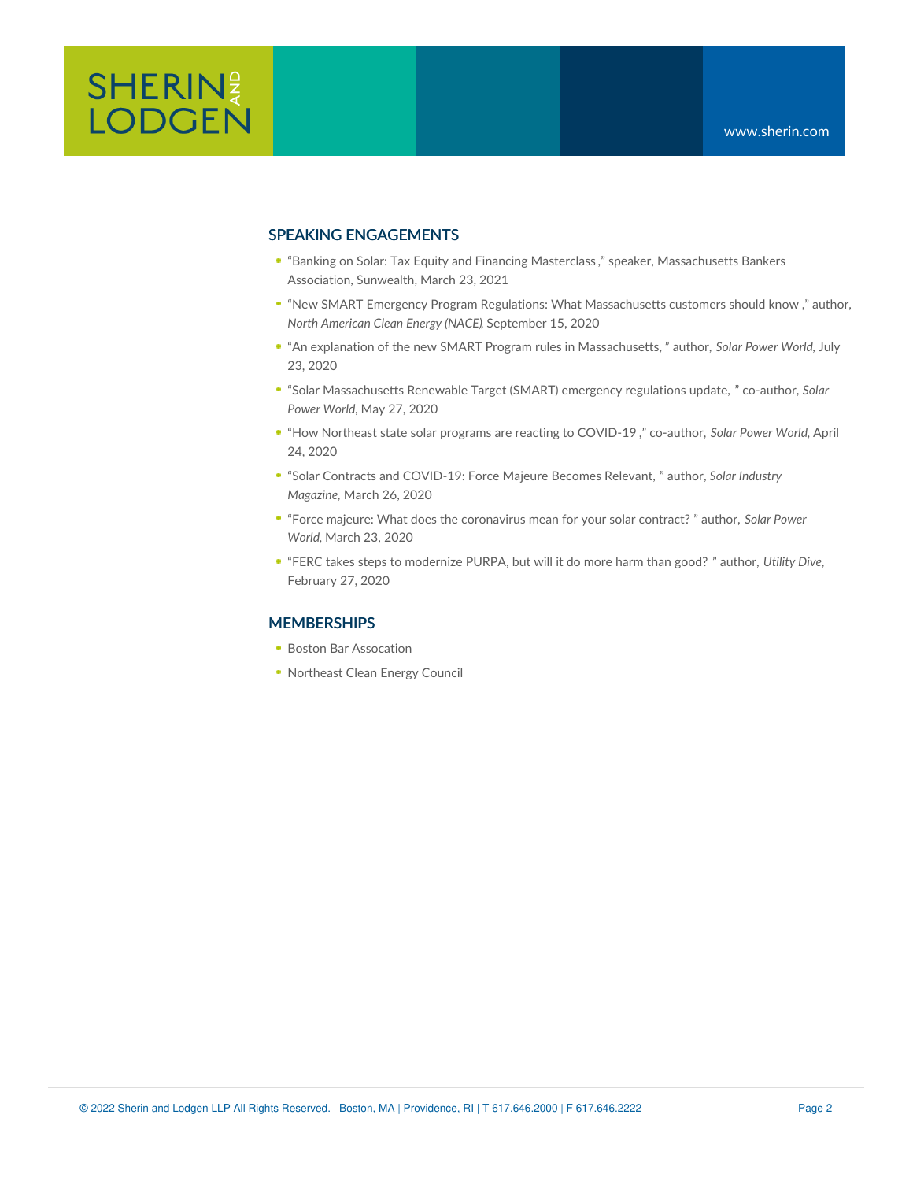## SPEAKING ENGAGEMENTS

- "Banking on Solar: Tax Equity and Financing Masterclass," speaker, Massachusetts Bankers Association, Sunwealth, March 23, 2021
- "New SMART Emergency Program Regulations: What Massachusetts customers should know," author, *North American Clean Energy (NACE),* September 15, 2020
- "An explanation of the new SMART Program rules in Massachusetts," author, *Solar Power World,* July 23, 2020
- "Solar Massachusetts Renewable Target (SMART) emergency regulations update," co-author, *Solar Power World,* May 27, 2020
- "How Northeast state solar programs are reacting to COVID-19," co-author, *Solar Power World,* April 24, 2020
- "Solar Contracts and COVID-19: Force Majeure Becomes Relevant," author, *Solar Industry Magazine,* March 26, 2020
- "Force majeure: What does the coronavirus mean for your solar contract?" author, *Solar Power World,* March 23, 2020
- "FERC takes steps to modernize PURPA, but will it do more harm than good?" author, *Utility Dive,* February 27, 2020

## MEMBERSHIPS

- Boston Bar Assocation
- Northeast Clean Energy Council